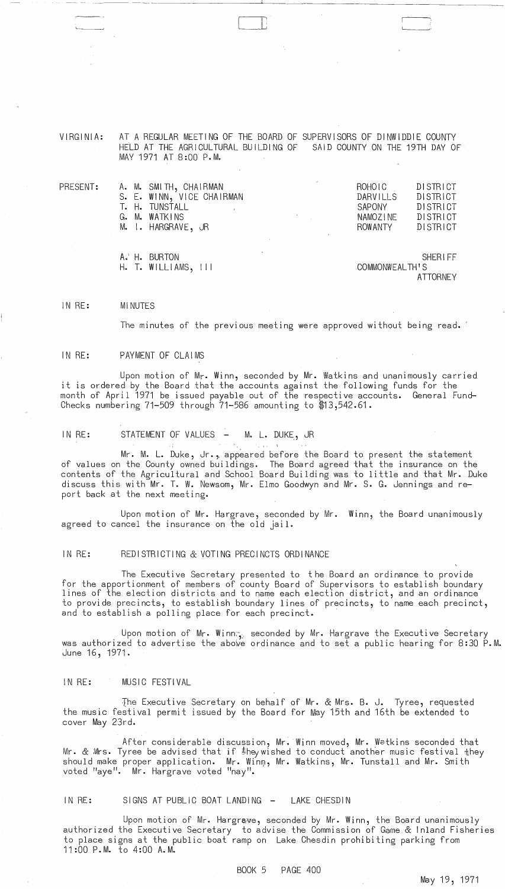VIRGINIA: AT A REGULAR MEETING OF THE BOARD OF SUPERVISORS OF DINWIDDIE COUNTY HELD AT THE AGRICULTURAL BUILDING OF SAID COUNTY ON THE 19TH DAY OF MAY 1971 AT 8:00 P.M.

| PRESENT: | | |
|---|---|---|
| | A. M. SMITH, CHAIRMAN | ROHOIC DISTRICT |
| | S. E. WINN, VICE CHAIRMAN | DARVILLS DISTRICT |
| | T. H. TUNSTALL | SAPONY DISTRICT |
| | G. M. WATKINS | NAMOZINE DISTRICT |
| | M. I. HARGRAVE, JR | ROWANTY DISTRICT |
| | | |
| | A. H. BURTON | SHERIFF |
| | H. T. WILLIAMS, III | COMMONWEALTH'S ATTORNEY |

IN RE: MINUTES

The minutes of the previous meeting were approved without being read.

IN RE: PAYMENT OF CLAIMS

Upon motion of Mr. Winn, seconded by Mr. Watkins and unanimously carried it is ordered by the Board that the accounts against the following funds for the month of April 1971 be issued payable out of the respective accounts. General Fund-Checks numbering 71-509 through 71-586 amounting to $13,542.61.

IN RE: STATEMENT OF VALUES - M. L. DUKE, JR

Mr. M. L. Duke, Jr., appeared before the Board to present the statement of values on the County owned buildings. The Board agreed that the insurance on the contents of the Agricultural and School Board Building was to little and that Mr. Duke discuss this with Mr. T. W. Newsom, Mr. Elmo Goodwyn and Mr. S. G. Jennings and report back at the next meeting.

Upon motion of Mr. Hargrave, seconded by Mr. Winn, the Board unanimously agreed to cancel the insurance on the old jail.

IN RE: REDISTRICTING & VOTING PRECINCTS ORDINANCE

The Executive Secretary presented to the Board an ordinance to provide for the apportionment of members of county Board of Supervisors to establish boundary lines of the election districts and to name each election district, and an ordinance to provide precincts, to establish boundary lines of precincts, to name each precinct, and to establish a polling place for each precinct.

Upon motion of Mr. Winn, seconded by Mr. Hargrave the Executive Secretary was authorized to advertise the above ordinance and to set a public hearing for 8:30 P.M. June 16, 1971.

IN RE: MUSIC FESTIVAL

The Executive Secretary on behalf of Mr. & Mrs. B. J. Tyree, requested the music festival permit issued by the Board for May 15th and 16th be extended to cover May 23rd.

After considerable discussion, Mr. Winn moved, Mr. Watkins seconded that Mr. & Mrs. Tyree be advised that if they wished to conduct another music festival they should make proper application. Mr. Winn, Mr. Watkins, Mr. Tunstall and Mr. Smith voted "aye". Mr. Hargrave voted "nay".

IN RE: SIGNS AT PUBLIC BOAT LANDING - LAKE CHESDIN

Upon motion of Mr. Hargrave, seconded by Mr. Winn, the Board unanimously authorized the Executive Secretary to advise the Commission of Game & Inland Fisheries to place signs at the public boat ramp on Lake Chesdin prohibiting parking from 11:00 P.M. to 4:00 A.M.

BOOK 5 PAGE 400

May 19, 1971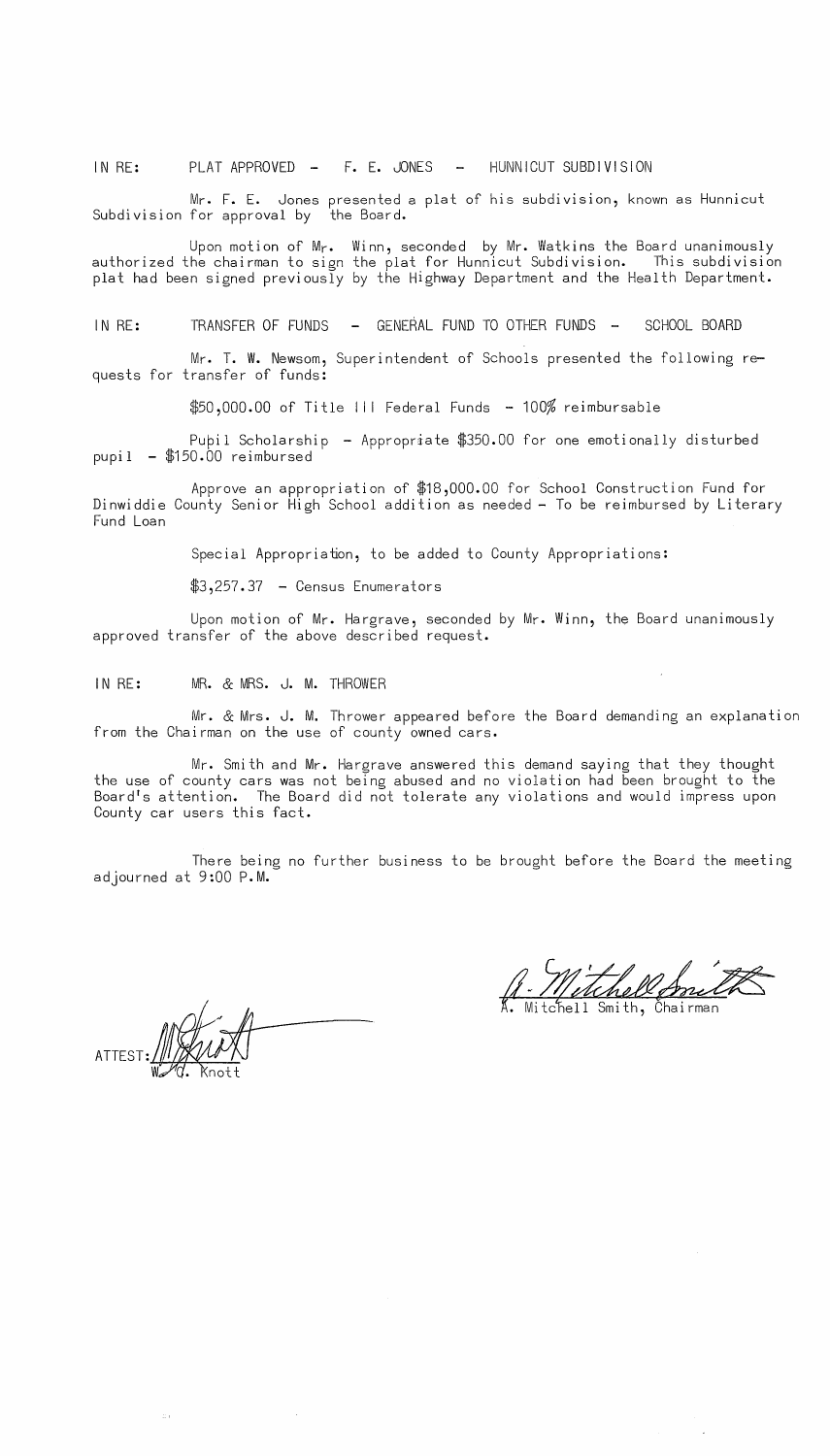IN RE: PLAT APPROVED - F. E. JONES - HUNNICUT SUBDIVISION

Mr. F. E. Jones presented a plat of his subdivision, known as Hunnicut Subdivision for approval by the Board.

Upon motion of Mr. Winn, seconded by Mr. Watkins the Board unanimously authorized the chairman to sign the plat for Hunnicut Subdivision. This subdivision plat had been signed previously by the Highway Department and the Health Department.

IN RE: TRANSFER OF FUNDS - GENERAL FUND TO OTHER FUNDS - SCHOOL BOARD

Mr. T. W. Newsom, Superintendent of Schools presented the following requests for transfer of funds:

$50,000.00 of Title III Federal Funds - 100% reimbursable

Pupil Scholarship - Appropriate $350.00 for one emotionally disturbed pupil - $150.00 reimbursed

Approve an appropriation of $18,000.00 for School Construction Fund for Dinwiddie County Senior High School addition as needed - To be reimbursed by Literary Fund Loan

Special Appropriation, to be added to County Appropriations:

$3,257.37 - Census Enumerators

Upon motion of Mr. Hargrave, seconded by Mr. Winn, the Board unanimously approved transfer of the above described request.

IN RE: MR. & MRS. J. M. THROWER

Mr. & Mrs. J. M. Thrower appeared before the Board demanding an explanation from the Chairman on the use of county owned cars.

Mr. Smith and Mr. Hargrave answered this demand saying that they thought the use of county cars was not being abused and no violation had been brought to the Board's attention. The Board did not tolerate any violations and would impress upon County car users this fact.

There being no further business to be brought before the Board the meeting adjourned at 9:00 P.M.

A. Mitchell Smith, Chairman

ATTEST: W. C. Knott